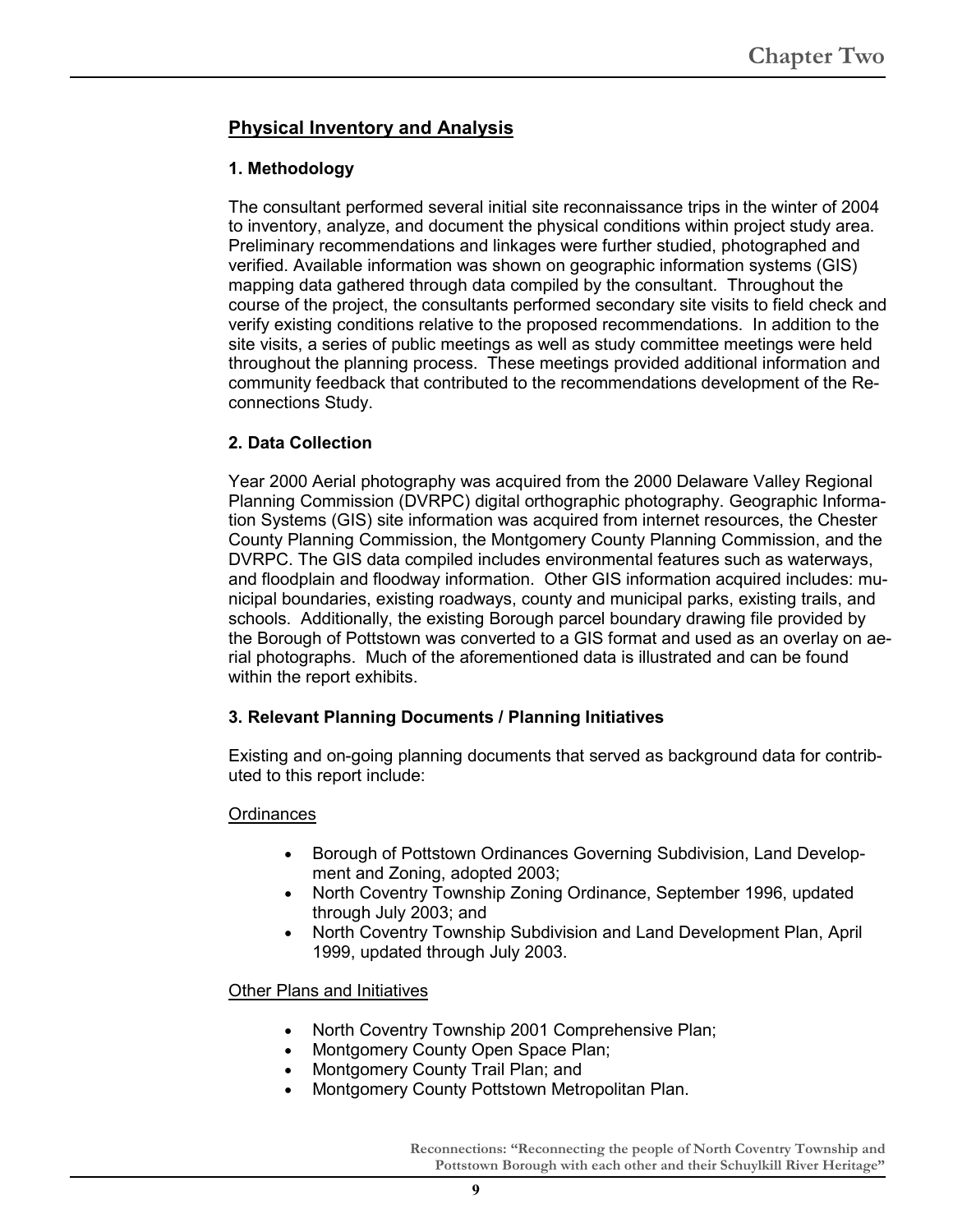## Physical Inventory and Analysis

### 1. Methodology

The consultant performed several initial site reconnaissance trips in the winter of 2004 to inventory, analyze, and document the physical conditions within project study area. Preliminary recommendations and linkages were further studied, photographed and verified. Available information was shown on geographic information systems (GIS) mapping data gathered through data compiled by the consultant. Throughout the course of the project, the consultants performed secondary site visits to field check and verify existing conditions relative to the proposed recommendations. In addition to the site visits, a series of public meetings as well as study committee meetings were held throughout the planning process. These meetings provided additional information and community feedback that contributed to the recommendations development of the Reconnections Study.

### 2. Data Collection

Year 2000 Aerial photography was acquired from the 2000 Delaware Valley Regional Planning Commission (DVRPC) digital orthographic photography. Geographic Information Systems (GIS) site information was acquired from internet resources, the Chester County Planning Commission, the Montgomery County Planning Commission, and the DVRPC. The GIS data compiled includes environmental features such as waterways, and floodplain and floodway information. Other GIS information acquired includes: municipal boundaries, existing roadways, county and municipal parks, existing trails, and schools. Additionally, the existing Borough parcel boundary drawing file provided by the Borough of Pottstown was converted to a GIS format and used as an overlay on aerial photographs. Much of the aforementioned data is illustrated and can be found within the report exhibits.

### 3. Relevant Planning Documents / Planning Initiatives

Existing and on-going planning documents that served as background data for contributed to this report include:

<u>Ordinances</u>

- Borough of Pottstown Ordinances Governing Subdivision, Land Development and Zoning, adopted 2003;
- North Coventry Township Zoning Ordinance, September 1996, updated through July 2003; and
- North Coventry Township Subdivision and Land Development Plan, April 1999, updated through July 2003.

<u>Other Plans and Initiatives</u>

- North Coventry Township 2001 Comprehensive Plan;
- Montgomery County Open Space Plan;
- Montgomery County Trail Plan; and
- Montgomery County Pottstown Metropolitan Plan.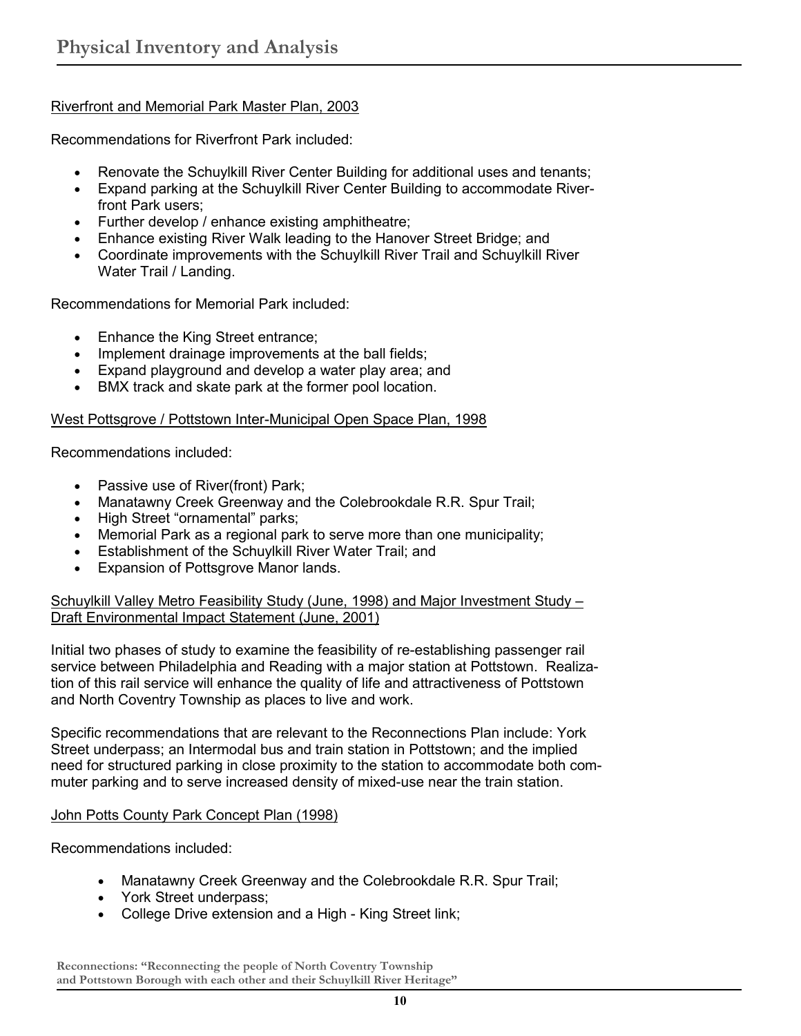# Physical Inventory and Analysis

Riverfront and Memorial Park Master Plan, 2003

Recommendations for Riverfront Park included:

- Renovate the Schuylkill River Center Building for additional uses and tenants;
- Expand parking at the Schuylkill River Center Building to accommodate Riverfront Park users;
- Further develop / enhance existing amphitheatre;
- Enhance existing River Walk leading to the Hanover Street Bridge; and
- Coordinate improvements with the Schuylkill River Trail and Schuylkill River Water Trail / Landing.

Recommendations for Memorial Park included:

- Enhance the King Street entrance;
- Implement drainage improvements at the ball fields;
- Expand playground and develop a water play area; and
- BMX track and skate park at the former pool location.

West Pottsgrove / Pottstown Inter-Municipal Open Space Plan, 1998

Recommendations included:

- Passive use of River(front) Park;
- Manatawny Creek Greenway and the Colebrookdale R.R. Spur Trail;
- High Street "ornamental" parks;
- Memorial Park as a regional park to serve more than one municipality;
- Establishment of the Schuylkill River Water Trail; and
- Expansion of Pottsgrove Manor lands.

Schuylkill Valley Metro Feasibility Study (June, 1998) and Major Investment Study – Draft Environmental Impact Statement (June, 2001)

Initial two phases of study to examine the feasibility of re-establishing passenger rail service between Philadelphia and Reading with a major station at Pottstown. Realization of this rail service will enhance the quality of life and attractiveness of Pottstown and North Coventry Township as places to live and work.

Specific recommendations that are relevant to the Reconnections Plan include: York Street underpass; an Intermodal bus and train station in Pottstown; and the implied need for structured parking in close proximity to the station to accommodate both commuter parking and to serve increased density of mixed-use near the train station.

John Potts County Park Concept Plan (1998)

Recommendations included:

- Manatawny Creek Greenway and the Colebrookdale R.R. Spur Trail;
- York Street underpass;
- College Drive extension and a High - King Street link;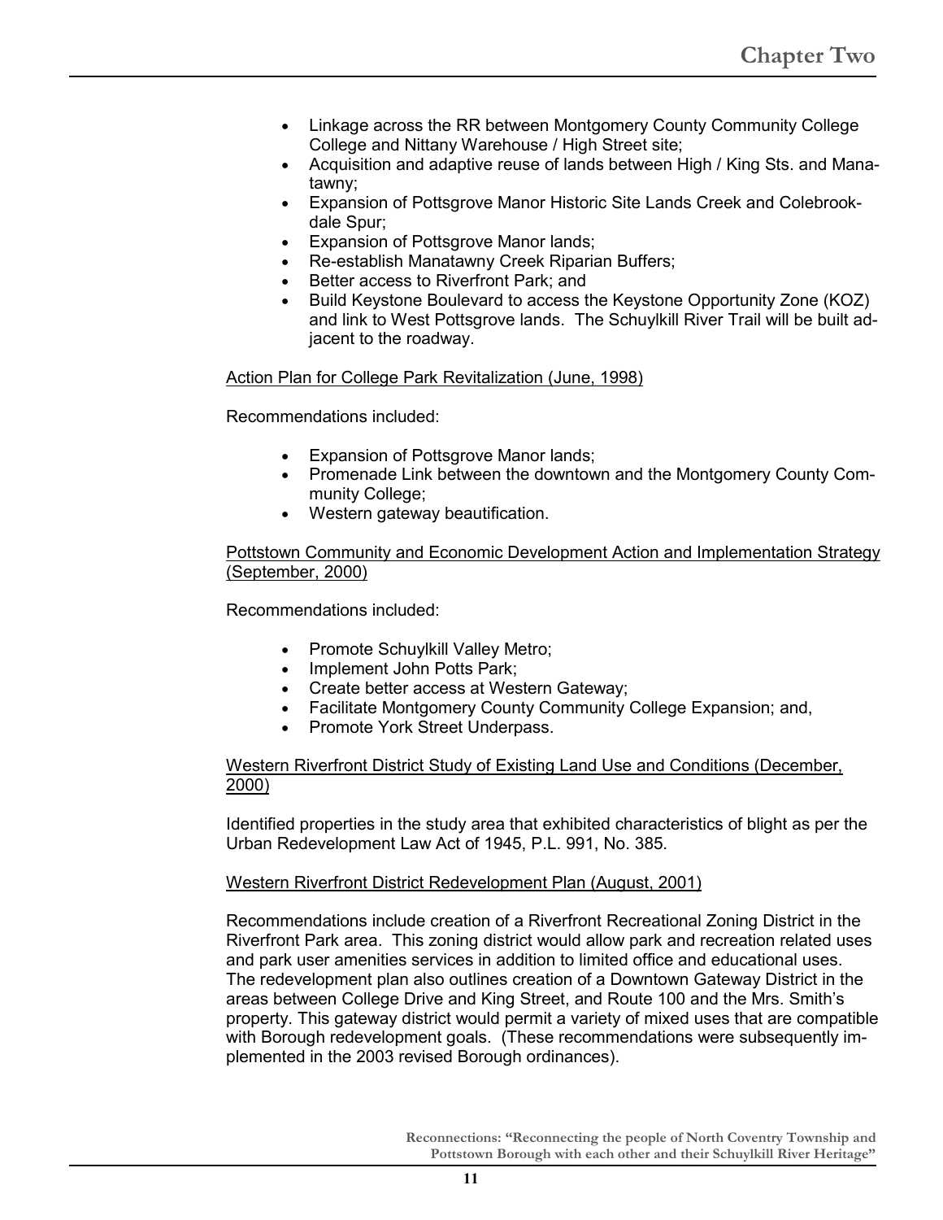- Linkage across the RR between Montgomery County Community College College and Nittany Warehouse / High Street site;
- Acquisition and adaptive reuse of lands between High / King Sts. and Manatawny;
- Expansion of Pottsgrove Manor Historic Site Lands Creek and Colebrookdale Spur;
- Expansion of Pottsgrove Manor lands;
- Re-establish Manatawny Creek Riparian Buffers;
- Better access to Riverfront Park; and
- Build Keystone Boulevard to access the Keystone Opportunity Zone (KOZ) and link to West Pottsgrove lands. The Schuylkill River Trail will be built adjacent to the roadway.

<u>Action Plan for College Park Revitalization (June, 1998)</u>

Recommendations included:

- Expansion of Pottsgrove Manor lands;
- Promenade Link between the downtown and the Montgomery County Community College;
- Western gateway beautification.

<u>Pottstown Community and Economic Development Action and Implementation Strategy (September, 2000)</u>

Recommendations included:

- Promote Schuylkill Valley Metro;
- Implement John Potts Park;
- Create better access at Western Gateway;
- Facilitate Montgomery County Community College Expansion; and,
- Promote York Street Underpass.

<u>Western Riverfront District Study of Existing Land Use and Conditions (December, 2000)</u>

Identified properties in the study area that exhibited characteristics of blight as per the Urban Redevelopment Law Act of 1945, P.L. 991, No. 385.

<u>Western Riverfront District Redevelopment Plan (August, 2001)</u>

Recommendations include creation of a Riverfront Recreational Zoning District in the Riverfront Park area. This zoning district would allow park and recreation related uses and park user amenities services in addition to limited office and educational uses. The redevelopment plan also outlines creation of a Downtown Gateway District in the areas between College Drive and King Street, and Route 100 and the Mrs. Smith's property. This gateway district would permit a variety of mixed uses that are compatible with Borough redevelopment goals. (These recommendations were subsequently implemented in the 2003 revised Borough ordinances).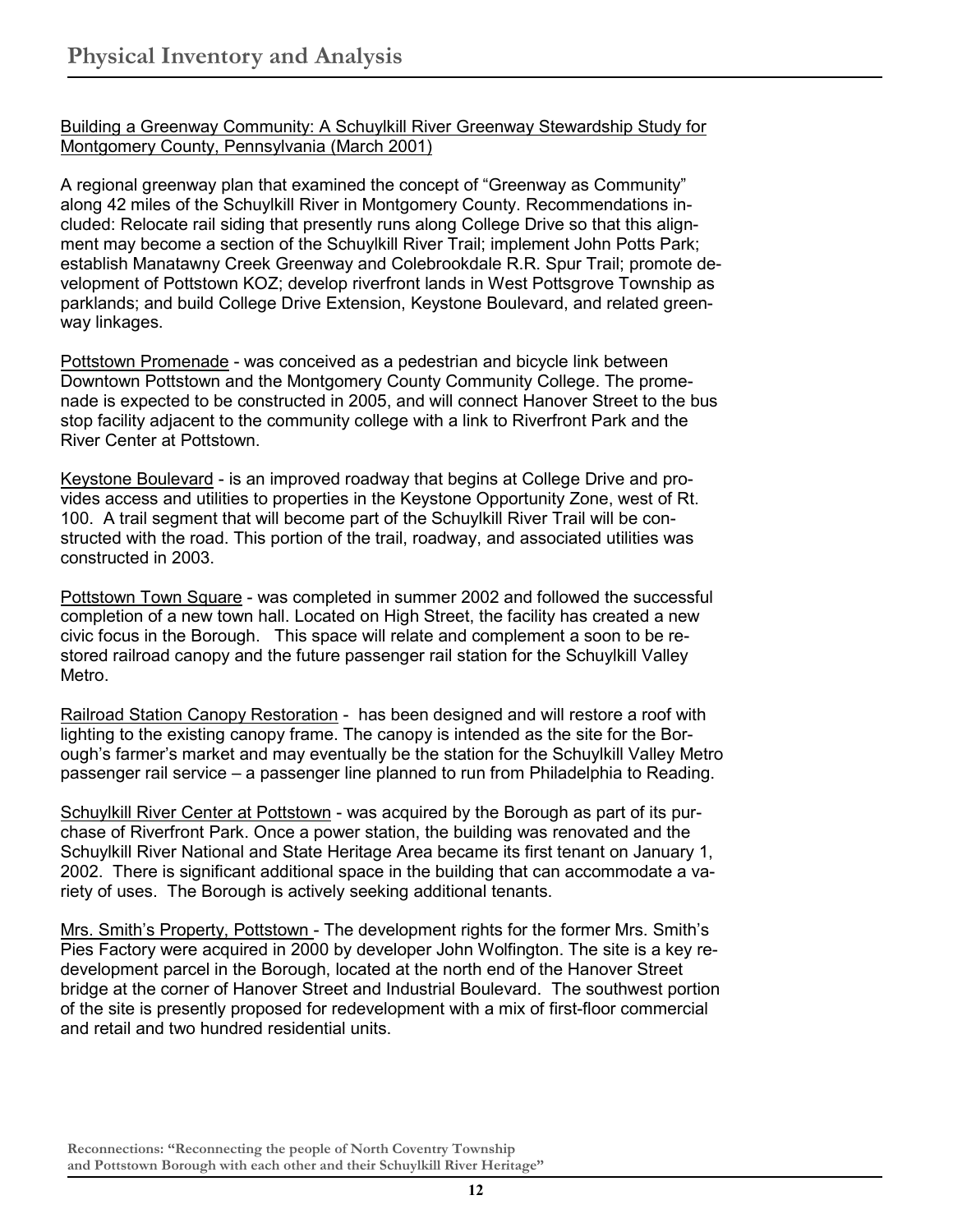## Physical Inventory and Analysis

Building a Greenway Community: A Schuylkill River Greenway Stewardship Study for Montgomery County, Pennsylvania (March 2001)

A regional greenway plan that examined the concept of "Greenway as Community" along 42 miles of the Schuylkill River in Montgomery County. Recommendations included: Relocate rail siding that presently runs along College Drive so that this alignment may become a section of the Schuylkill River Trail; implement John Potts Park; establish Manatawny Creek Greenway and Colebrookdale R.R. Spur Trail; promote development of Pottstown KOZ; develop riverfront lands in West Pottsgrove Township as parklands; and build College Drive Extension, Keystone Boulevard, and related greenway linkages.

Pottstown Promenade - was conceived as a pedestrian and bicycle link between Downtown Pottstown and the Montgomery County Community College. The promenade is expected to be constructed in 2005, and will connect Hanover Street to the bus stop facility adjacent to the community college with a link to Riverfront Park and the River Center at Pottstown.

Keystone Boulevard - is an improved roadway that begins at College Drive and provides access and utilities to properties in the Keystone Opportunity Zone, west of Rt. 100. A trail segment that will become part of the Schuylkill River Trail will be constructed with the road. This portion of the trail, roadway, and associated utilities was constructed in 2003.

Pottstown Town Square - was completed in summer 2002 and followed the successful completion of a new town hall. Located on High Street, the facility has created a new civic focus in the Borough. This space will relate and complement a soon to be restored railroad canopy and the future passenger rail station for the Schuylkill Valley Metro.

Railroad Station Canopy Restoration - has been designed and will restore a roof with lighting to the existing canopy frame. The canopy is intended as the site for the Borough's farmer's market and may eventually be the station for the Schuylkill Valley Metro passenger rail service – a passenger line planned to run from Philadelphia to Reading.

Schuylkill River Center at Pottstown - was acquired by the Borough as part of its purchase of Riverfront Park. Once a power station, the building was renovated and the Schuylkill River National and State Heritage Area became its first tenant on January 1, 2002. There is significant additional space in the building that can accommodate a variety of uses. The Borough is actively seeking additional tenants.

Mrs. Smith's Property, Pottstown - The development rights for the former Mrs. Smith's Pies Factory were acquired in 2000 by developer John Wolfington. The site is a key redevelopment parcel in the Borough, located at the north end of the Hanover Street bridge at the corner of Hanover Street and Industrial Boulevard. The southwest portion of the site is presently proposed for redevelopment with a mix of first-floor commercial and retail and two hundred residential units.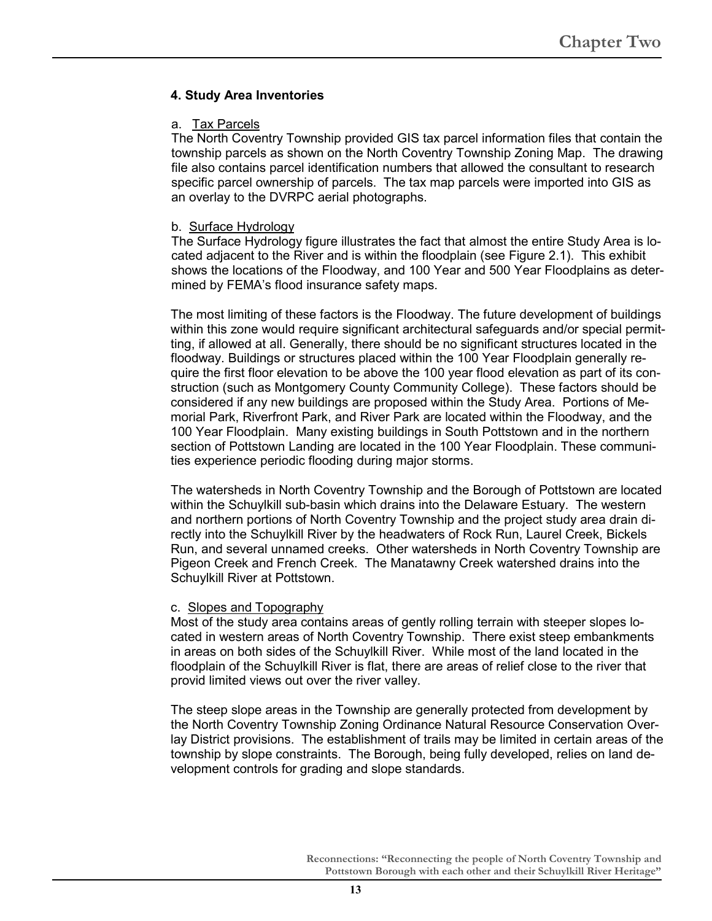### 4. Study Area Inventories

a. Tax Parcels

The North Coventry Township provided GIS tax parcel information files that contain the township parcels as shown on the North Coventry Township Zoning Map. The drawing file also contains parcel identification numbers that allowed the consultant to research specific parcel ownership of parcels. The tax map parcels were imported into GIS as an overlay to the DVRPC aerial photographs.

b. Surface Hydrology

The Surface Hydrology figure illustrates the fact that almost the entire Study Area is located adjacent to the River and is within the floodplain (see Figure 2.1). This exhibit shows the locations of the Floodway, and 100 Year and 500 Year Floodplains as determined by FEMA's flood insurance safety maps.

The most limiting of these factors is the Floodway. The future development of buildings within this zone would require significant architectural safeguards and/or special permitting, if allowed at all. Generally, there should be no significant structures located in the floodway. Buildings or structures placed within the 100 Year Floodplain generally require the first floor elevation to be above the 100 year flood elevation as part of its construction (such as Montgomery County Community College). These factors should be considered if any new buildings are proposed within the Study Area. Portions of Memorial Park, Riverfront Park, and River Park are located within the Floodway, and the 100 Year Floodplain. Many existing buildings in South Pottstown and in the northern section of Pottstown Landing are located in the 100 Year Floodplain. These communities experience periodic flooding during major storms.

The watersheds in North Coventry Township and the Borough of Pottstown are located within the Schuylkill sub-basin which drains into the Delaware Estuary. The western and northern portions of North Coventry Township and the project study area drain directly into the Schuylkill River by the headwaters of Rock Run, Laurel Creek, Bickels Run, and several unnamed creeks. Other watersheds in North Coventry Township are Pigeon Creek and French Creek. The Manatawny Creek watershed drains into the Schuylkill River at Pottstown.

c. Slopes and Topography

Most of the study area contains areas of gently rolling terrain with steeper slopes located in western areas of North Coventry Township. There exist steep embankments in areas on both sides of the Schuylkill River. While most of the land located in the floodplain of the Schuylkill River is flat, there are areas of relief close to the river that provid limited views out over the river valley.

The steep slope areas in the Township are generally protected from development by the North Coventry Township Zoning Ordinance Natural Resource Conservation Overlay District provisions. The establishment of trails may be limited in certain areas of the township by slope constraints. The Borough, being fully developed, relies on land development controls for grading and slope standards.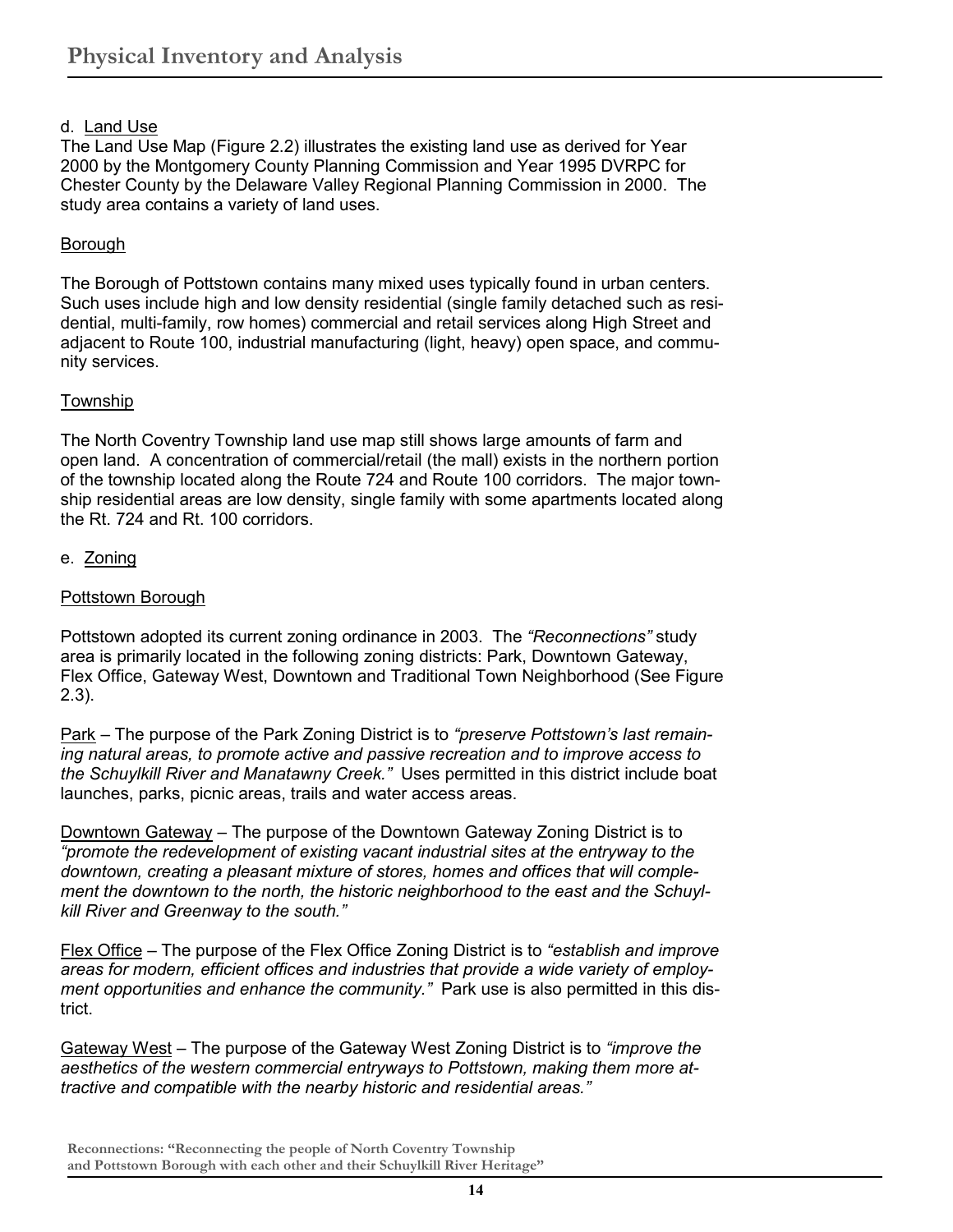d. Land Use

The Land Use Map (Figure 2.2) illustrates the existing land use as derived for Year 2000 by the Montgomery County Planning Commission and Year 1995 DVRPC for Chester County by the Delaware Valley Regional Planning Commission in 2000. The study area contains a variety of land uses.

Borough

The Borough of Pottstown contains many mixed uses typically found in urban centers. Such uses include high and low density residential (single family detached such as residential, multi-family, row homes) commercial and retail services along High Street and adjacent to Route 100, industrial manufacturing (light, heavy) open space, and community services.

Township

The North Coventry Township land use map still shows large amounts of farm and open land. A concentration of commercial/retail (the mall) exists in the northern portion of the township located along the Route 724 and Route 100 corridors. The major township residential areas are low density, single family with some apartments located along the Rt. 724 and Rt. 100 corridors.

e. Zoning

Pottstown Borough

Pottstown adopted its current zoning ordinance in 2003. The *"Reconnections"* study area is primarily located in the following zoning districts: Park, Downtown Gateway, Flex Office, Gateway West, Downtown and Traditional Town Neighborhood (See Figure 2.3).

Park – The purpose of the Park Zoning District is to *"preserve Pottstown's last remaining natural areas, to promote active and passive recreation and to improve access to the Schuylkill River and Manatawny Creek."* Uses permitted in this district include boat launches, parks, picnic areas, trails and water access areas.

Downtown Gateway – The purpose of the Downtown Gateway Zoning District is to *"promote the redevelopment of existing vacant industrial sites at the entryway to the downtown, creating a pleasant mixture of stores, homes and offices that will complement the downtown to the north, the historic neighborhood to the east and the Schuylkill River and Greenway to the south."*

Flex Office – The purpose of the Flex Office Zoning District is to *"establish and improve areas for modern, efficient offices and industries that provide a wide variety of employment opportunities and enhance the community."* Park use is also permitted in this district.

Gateway West – The purpose of the Gateway West Zoning District is to *"improve the aesthetics of the western commercial entryways to Pottstown, making them more attractive and compatible with the nearby historic and residential areas."*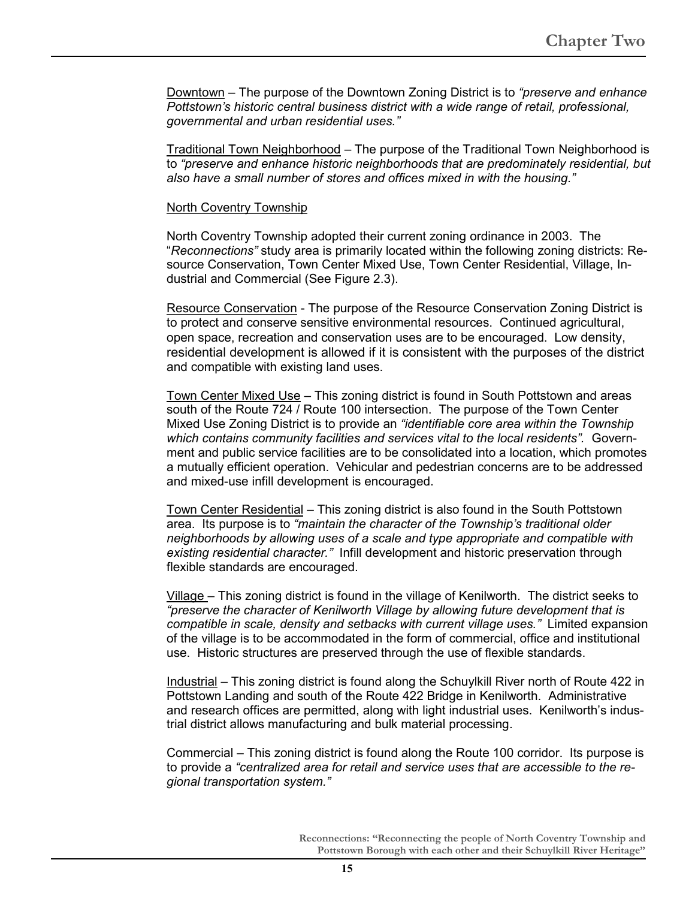Downtown – The purpose of the Downtown Zoning District is to *"preserve and enhance Pottstown's historic central business district with a wide range of retail, professional, governmental and urban residential uses."*

Traditional Town Neighborhood – The purpose of the Traditional Town Neighborhood is to *"preserve and enhance historic neighborhoods that are predominately residential, but also have a small number of stores and offices mixed in with the housing."*

North Coventry Township

North Coventry Township adopted their current zoning ordinance in 2003. The "*Reconnections"* study area is primarily located within the following zoning districts: Resource Conservation, Town Center Mixed Use, Town Center Residential, Village, Industrial and Commercial (See Figure 2.3).

Resource Conservation - The purpose of the Resource Conservation Zoning District is to protect and conserve sensitive environmental resources. Continued agricultural, open space, recreation and conservation uses are to be encouraged. Low density, residential development is allowed if it is consistent with the purposes of the district and compatible with existing land uses.

Town Center Mixed Use – This zoning district is found in South Pottstown and areas south of the Route 724 / Route 100 intersection. The purpose of the Town Center Mixed Use Zoning District is to provide an *"identifiable core area within the Township which contains community facilities and services vital to the local residents".* Government and public service facilities are to be consolidated into a location, which promotes a mutually efficient operation. Vehicular and pedestrian concerns are to be addressed and mixed-use infill development is encouraged.

Town Center Residential – This zoning district is also found in the South Pottstown area. Its purpose is to *"maintain the character of the Township's traditional older neighborhoods by allowing uses of a scale and type appropriate and compatible with existing residential character."* Infill development and historic preservation through flexible standards are encouraged.

Village – This zoning district is found in the village of Kenilworth. The district seeks to *"preserve the character of Kenilworth Village by allowing future development that is compatible in scale, density and setbacks with current village uses."* Limited expansion of the village is to be accommodated in the form of commercial, office and institutional use. Historic structures are preserved through the use of flexible standards.

Industrial – This zoning district is found along the Schuylkill River north of Route 422 in Pottstown Landing and south of the Route 422 Bridge in Kenilworth. Administrative and research offices are permitted, along with light industrial uses. Kenilworth's industrial district allows manufacturing and bulk material processing.

Commercial – This zoning district is found along the Route 100 corridor. Its purpose is to provide a *"centralized area for retail and service uses that are accessible to the regional transportation system."*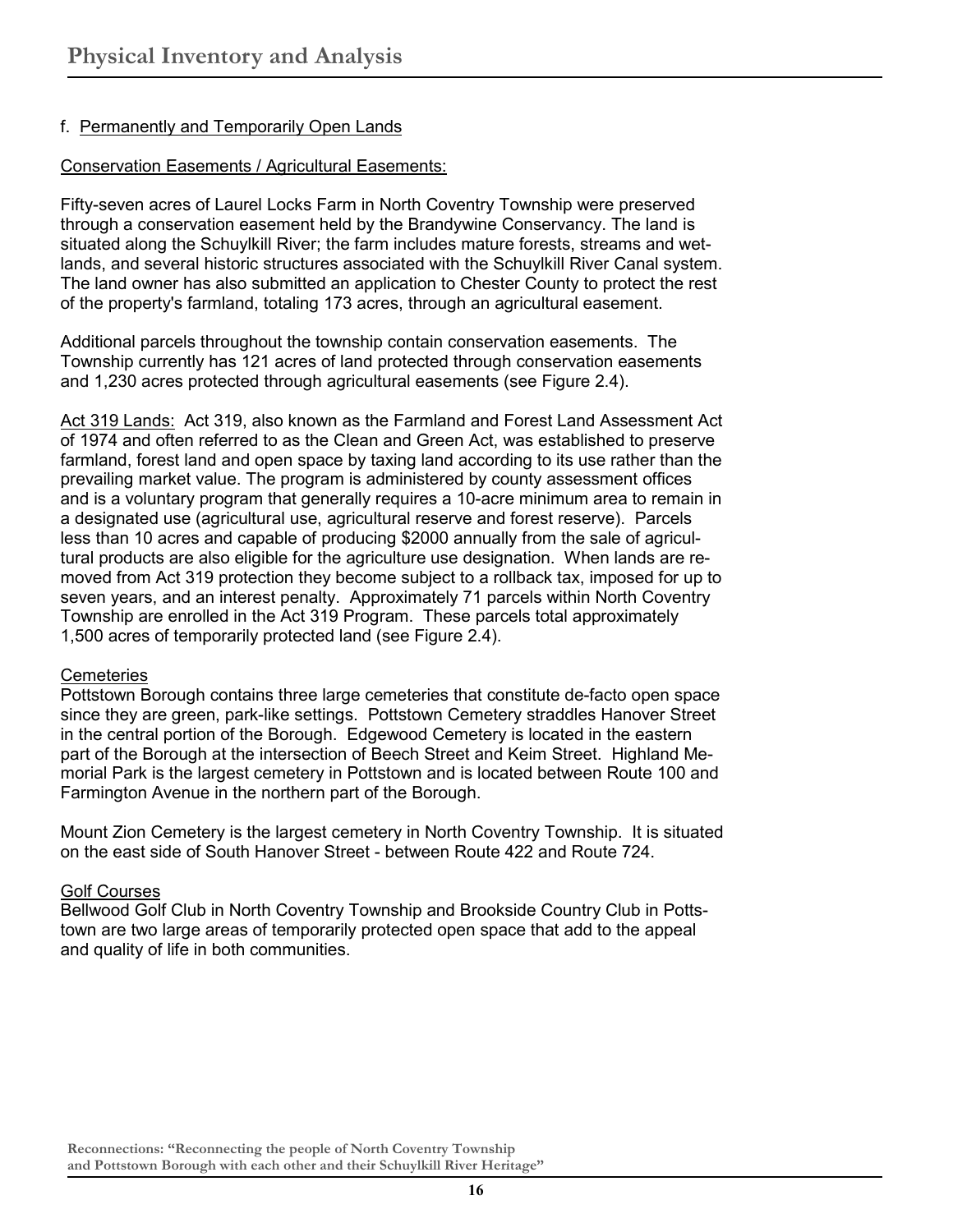# Physical Inventory and Analysis

f. Permanently and Temporarily Open Lands

Conservation Easements / Agricultural Easements:

Fifty-seven acres of Laurel Locks Farm in North Coventry Township were preserved through a conservation easement held by the Brandywine Conservancy. The land is situated along the Schuylkill River; the farm includes mature forests, streams and wetlands, and several historic structures associated with the Schuylkill River Canal system. The land owner has also submitted an application to Chester County to protect the rest of the property's farmland, totaling 173 acres, through an agricultural easement.

Additional parcels throughout the township contain conservation easements. The Township currently has 121 acres of land protected through conservation easements and 1,230 acres protected through agricultural easements (see Figure 2.4).

Act 319 Lands: Act 319, also known as the Farmland and Forest Land Assessment Act of 1974 and often referred to as the Clean and Green Act, was established to preserve farmland, forest land and open space by taxing land according to its use rather than the prevailing market value. The program is administered by county assessment offices and is a voluntary program that generally requires a 10-acre minimum area to remain in a designated use (agricultural use, agricultural reserve and forest reserve). Parcels less than 10 acres and capable of producing $2000 annually from the sale of agricultural products are also eligible for the agriculture use designation. When lands are removed from Act 319 protection they become subject to a rollback tax, imposed for up to seven years, and an interest penalty. Approximately 71 parcels within North Coventry Township are enrolled in the Act 319 Program. These parcels total approximately 1,500 acres of temporarily protected land (see Figure 2.4).

Cemeteries

Pottstown Borough contains three large cemeteries that constitute de-facto open space since they are green, park-like settings. Pottstown Cemetery straddles Hanover Street in the central portion of the Borough. Edgewood Cemetery is located in the eastern part of the Borough at the intersection of Beech Street and Keim Street. Highland Memorial Park is the largest cemetery in Pottstown and is located between Route 100 and Farmington Avenue in the northern part of the Borough.

Mount Zion Cemetery is the largest cemetery in North Coventry Township. It is situated on the east side of South Hanover Street - between Route 422 and Route 724.

Golf Courses

Bellwood Golf Club in North Coventry Township and Brookside Country Club in Pottstown are two large areas of temporarily protected open space that add to the appeal and quality of life in both communities.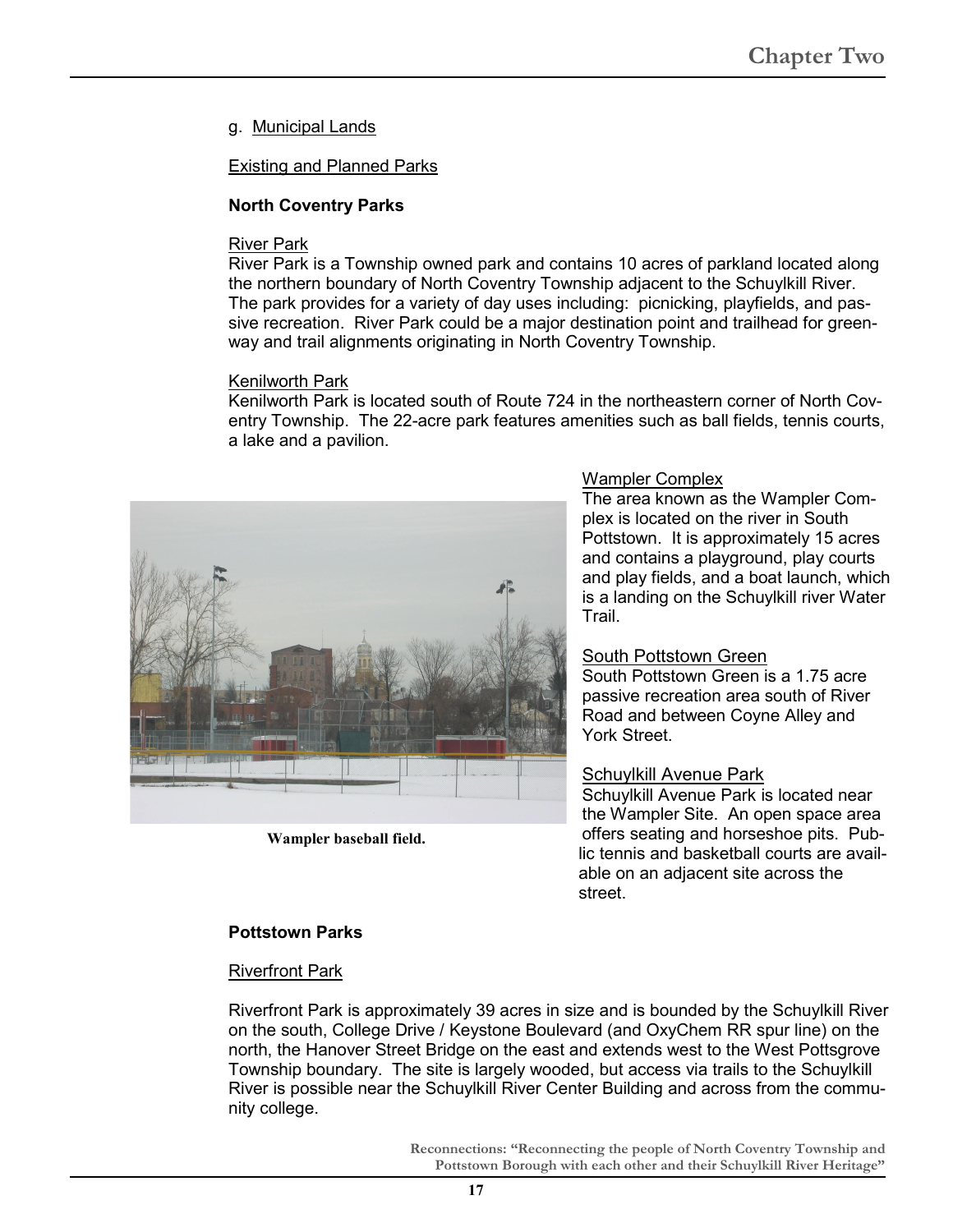g. Municipal Lands

Existing and Planned Parks

**North Coventry Parks**

River Park

River Park is a Township owned park and contains 10 acres of parkland located along the northern boundary of North Coventry Township adjacent to the Schuylkill River. The park provides for a variety of day uses including: picnicking, playfields, and passive recreation. River Park could be a major destination point and trailhead for greenway and trail alignments originating in North Coventry Township.

Kenilworth Park

Kenilworth Park is located south of Route 724 in the northeastern corner of North Coventry Township. The 22-acre park features amenities such as ball fields, tennis courts, a lake and a pavilion.

**Wampler baseball field.**

Wampler Complex

The area known as the Wampler Complex is located on the river in South Pottstown. It is approximately 15 acres and contains a playground, play courts and play fields, and a boat launch, which is a landing on the Schuylkill river Water Trail.

South Pottstown Green

South Pottstown Green is a 1.75 acre passive recreation area south of River Road and between Coyne Alley and York Street.

Schuylkill Avenue Park

Schuylkill Avenue Park is located near the Wampler Site. An open space area offers seating and horseshoe pits. Public tennis and basketball courts are available on an adjacent site across the street.

**Pottstown Parks**

Riverfront Park

Riverfront Park is approximately 39 acres in size and is bounded by the Schuylkill River on the south, College Drive / Keystone Boulevard (and OxyChem RR spur line) on the north, the Hanover Street Bridge on the east and extends west to the West Pottsgrove Township boundary. The site is largely wooded, but access via trails to the Schuylkill River is possible near the Schuylkill River Center Building and across from the community college.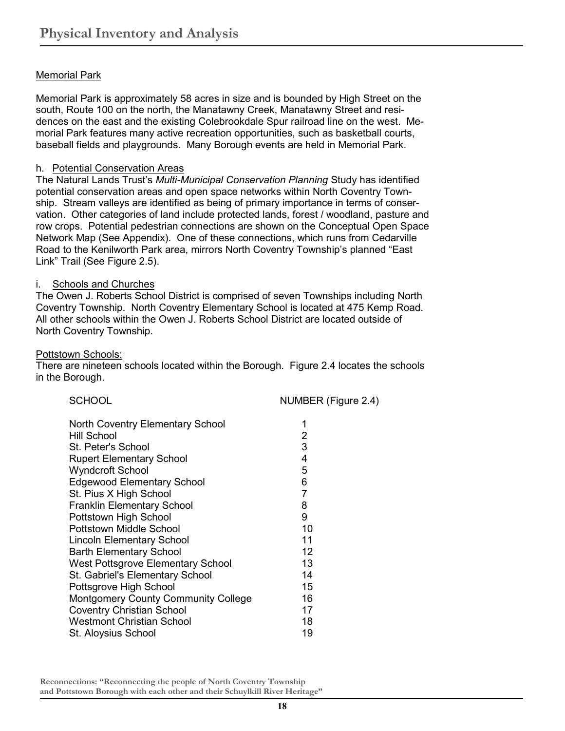## Physical Inventory and Analysis

Memorial Park

Memorial Park is approximately 58 acres in size and is bounded by High Street on the south, Route 100 on the north, the Manatawny Creek, Manatawny Street and residences on the east and the existing Colebrookdale Spur railroad line on the west. Memorial Park features many active recreation opportunities, such as basketball courts, baseball fields and playgrounds. Many Borough events are held in Memorial Park.

h. Potential Conservation Areas

The Natural Lands Trust's *Multi-Municipal Conservation Planning* Study has identified potential conservation areas and open space networks within North Coventry Township. Stream valleys are identified as being of primary importance in terms of conservation. Other categories of land include protected lands, forest / woodland, pasture and row crops. Potential pedestrian connections are shown on the Conceptual Open Space Network Map (See Appendix). One of these connections, which runs from Cedarville Road to the Kenilworth Park area, mirrors North Coventry Township's planned "East Link" Trail (See Figure 2.5).

i. Schools and Churches

The Owen J. Roberts School District is comprised of seven Townships including North Coventry Township. North Coventry Elementary School is located at 475 Kemp Road. All other schools within the Owen J. Roberts School District are located outside of North Coventry Township.

Pottstown Schools:

There are nineteen schools located within the Borough. Figure 2.4 locates the schools in the Borough.

| SCHOOL | NUMBER (Figure 2.4) |
|---|---|
| North Coventry Elementary School | 1 |
| Hill School | 2 |
| St. Peter's School | 3 |
| Rupert Elementary School | 4 |
| Wyndcroft School | 5 |
| Edgewood Elementary School | 6 |
| St. Pius X High School | 7 |
| Franklin Elementary School | 8 |
| Pottstown High School | 9 |
| Pottstown Middle School | 10 |
| Lincoln Elementary School | 11 |
| Barth Elementary School | 12 |
| West Pottsgrove Elementary School | 13 |
| St. Gabriel's Elementary School | 14 |
| Pottsgrove High School | 15 |
| Montgomery County Community College | 16 |
| Coventry Christian School | 17 |
| Westmont Christian School | 18 |
| St. Aloysius School | 19 |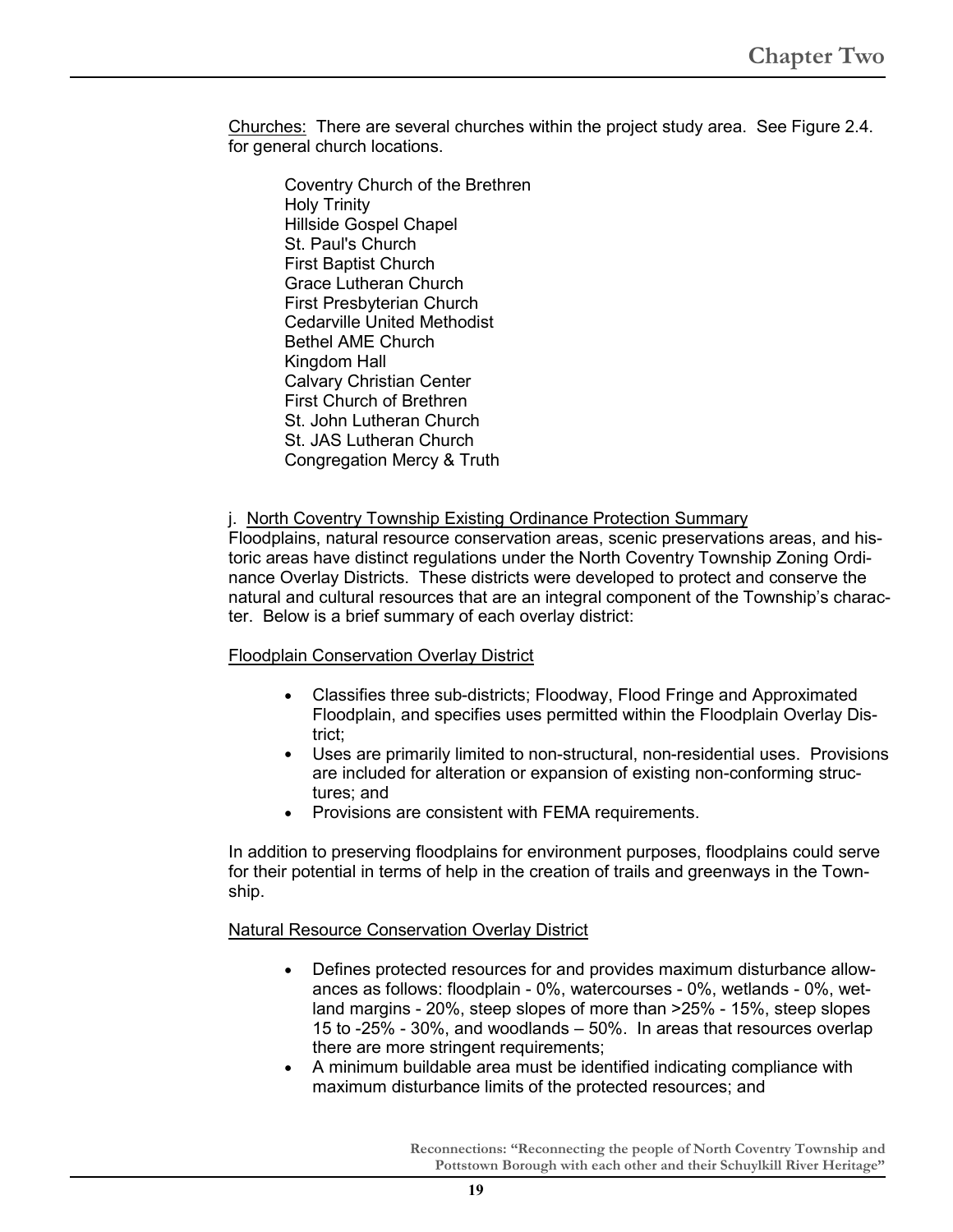Churches: There are several churches within the project study area. See Figure 2.4. for general church locations.

Coventry Church of the Brethren
Holy Trinity
Hillside Gospel Chapel
St. Paul's Church
First Baptist Church
Grace Lutheran Church
First Presbyterian Church
Cedarville United Methodist
Bethel AME Church
Kingdom Hall
Calvary Christian Center
First Church of Brethren
St. John Lutheran Church
St. JAS Lutheran Church
Congregation Mercy & Truth

j. North Coventry Township Existing Ordinance Protection Summary

Floodplains, natural resource conservation areas, scenic preservations areas, and historic areas have distinct regulations under the North Coventry Township Zoning Ordinance Overlay Districts. These districts were developed to protect and conserve the natural and cultural resources that are an integral component of the Township's character. Below is a brief summary of each overlay district:

Floodplain Conservation Overlay District

- Classifies three sub-districts; Floodway, Flood Fringe and Approximated Floodplain, and specifies uses permitted within the Floodplain Overlay District;
- Uses are primarily limited to non-structural, non-residential uses. Provisions are included for alteration or expansion of existing non-conforming structures; and
- Provisions are consistent with FEMA requirements.

In addition to preserving floodplains for environment purposes, floodplains could serve for their potential in terms of help in the creation of trails and greenways in the Township.

Natural Resource Conservation Overlay District

- Defines protected resources for and provides maximum disturbance allowances as follows: floodplain - 0%, watercourses - 0%, wetlands - 0%, wetland margins - 20%, steep slopes of more than >25% - 15%, steep slopes 15 to -25% - 30%, and woodlands – 50%. In areas that resources overlap there are more stringent requirements;
- A minimum buildable area must be identified indicating compliance with maximum disturbance limits of the protected resources; and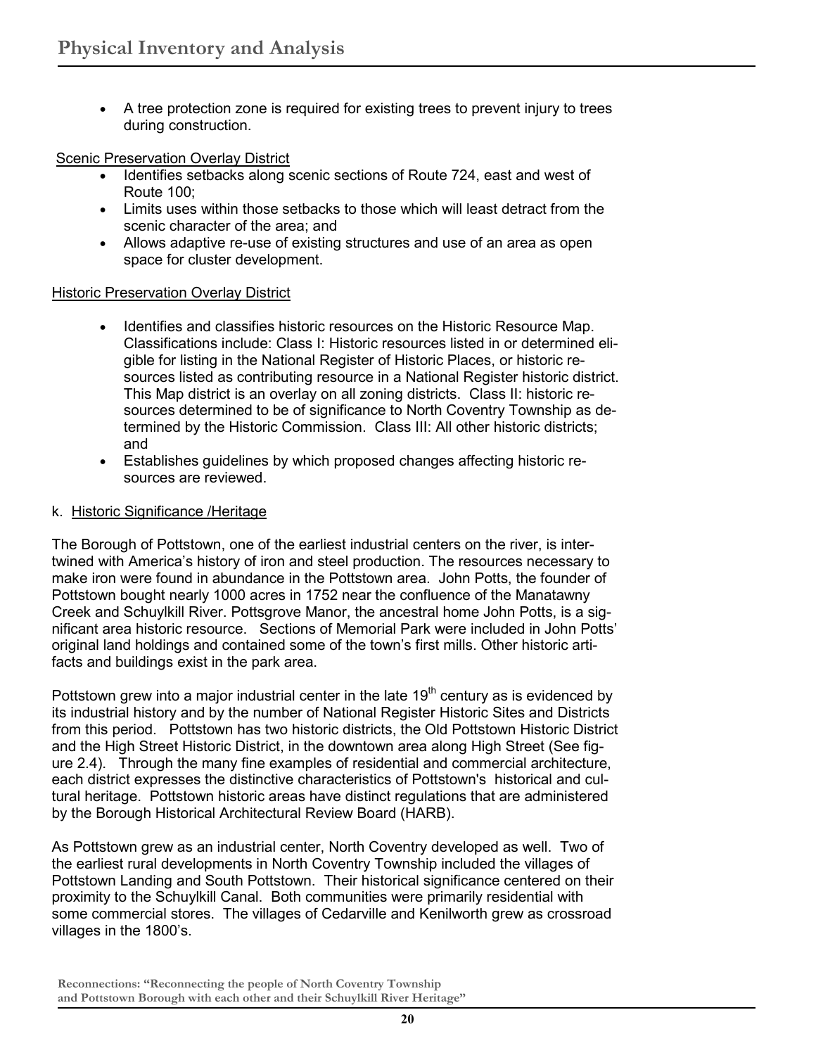- A tree protection zone is required for existing trees to prevent injury to trees during construction.

Scenic Preservation Overlay District

- Identifies setbacks along scenic sections of Route 724, east and west of Route 100;
- Limits uses within those setbacks to those which will least detract from the scenic character of the area; and
- Allows adaptive re-use of existing structures and use of an area as open space for cluster development.

Historic Preservation Overlay District

- Identifies and classifies historic resources on the Historic Resource Map. Classifications include: Class I: Historic resources listed in or determined eligible for listing in the National Register of Historic Places, or historic resources listed as contributing resource in a National Register historic district. This Map district is an overlay on all zoning districts. Class II: historic resources determined to be of significance to North Coventry Township as determined by the Historic Commission. Class III: All other historic districts; and
- Establishes guidelines by which proposed changes affecting historic resources are reviewed.

k. Historic Significance /Heritage

The Borough of Pottstown, one of the earliest industrial centers on the river, is intertwined with America's history of iron and steel production. The resources necessary to make iron were found in abundance in the Pottstown area. John Potts, the founder of Pottstown bought nearly 1000 acres in 1752 near the confluence of the Manatawny Creek and Schuylkill River. Pottsgrove Manor, the ancestral home John Potts, is a significant area historic resource. Sections of Memorial Park were included in John Potts' original land holdings and contained some of the town's first mills. Other historic artifacts and buildings exist in the park area.

Pottstown grew into a major industrial center in the late 19th century as is evidenced by its industrial history and by the number of National Register Historic Sites and Districts from this period. Pottstown has two historic districts, the Old Pottstown Historic District and the High Street Historic District, in the downtown area along High Street (See figure 2.4). Through the many fine examples of residential and commercial architecture, each district expresses the distinctive characteristics of Pottstown's historical and cultural heritage. Pottstown historic areas have distinct regulations that are administered by the Borough Historical Architectural Review Board (HARB).

As Pottstown grew as an industrial center, North Coventry developed as well. Two of the earliest rural developments in North Coventry Township included the villages of Pottstown Landing and South Pottstown. Their historical significance centered on their proximity to the Schuylkill Canal. Both communities were primarily residential with some commercial stores. The villages of Cedarville and Kenilworth grew as crossroad villages in the 1800's.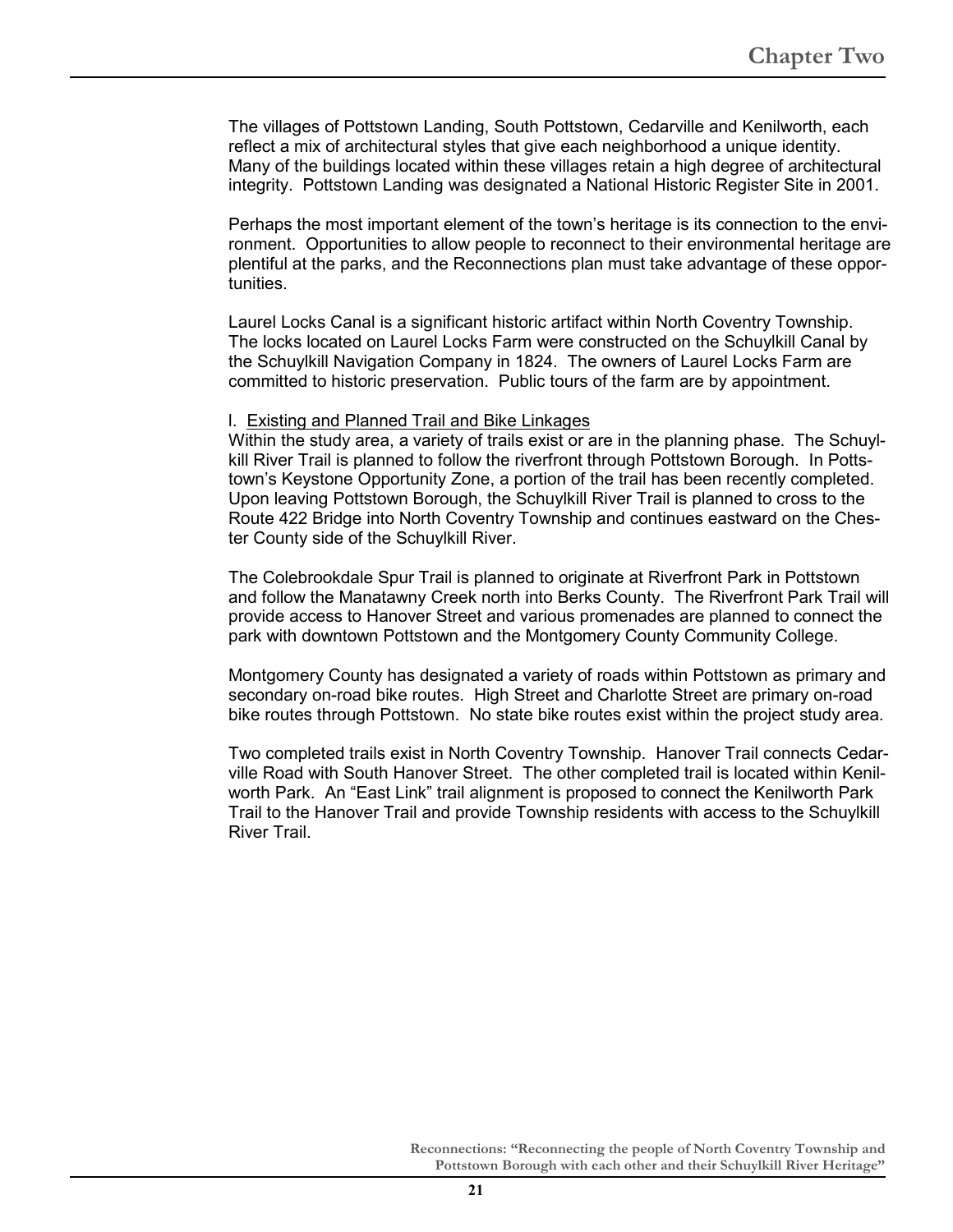The villages of Pottstown Landing, South Pottstown, Cedarville and Kenilworth, each reflect a mix of architectural styles that give each neighborhood a unique identity. Many of the buildings located within these villages retain a high degree of architectural integrity. Pottstown Landing was designated a National Historic Register Site in 2001.

Perhaps the most important element of the town's heritage is its connection to the environment. Opportunities to allow people to reconnect to their environmental heritage are plentiful at the parks, and the Reconnections plan must take advantage of these opportunities.

Laurel Locks Canal is a significant historic artifact within North Coventry Township. The locks located on Laurel Locks Farm were constructed on the Schuylkill Canal by the Schuylkill Navigation Company in 1824. The owners of Laurel Locks Farm are committed to historic preservation. Public tours of the farm are by appointment.

I. Existing and Planned Trail and Bike Linkages

Within the study area, a variety of trails exist or are in the planning phase. The Schuylkill River Trail is planned to follow the riverfront through Pottstown Borough. In Pottstown's Keystone Opportunity Zone, a portion of the trail has been recently completed. Upon leaving Pottstown Borough, the Schuylkill River Trail is planned to cross to the Route 422 Bridge into North Coventry Township and continues eastward on the Chester County side of the Schuylkill River.

The Colebrookdale Spur Trail is planned to originate at Riverfront Park in Pottstown and follow the Manatawny Creek north into Berks County. The Riverfront Park Trail will provide access to Hanover Street and various promenades are planned to connect the park with downtown Pottstown and the Montgomery County Community College.

Montgomery County has designated a variety of roads within Pottstown as primary and secondary on-road bike routes. High Street and Charlotte Street are primary on-road bike routes through Pottstown. No state bike routes exist within the project study area.

Two completed trails exist in North Coventry Township. Hanover Trail connects Cedarville Road with South Hanover Street. The other completed trail is located within Kenilworth Park. An "East Link" trail alignment is proposed to connect the Kenilworth Park Trail to the Hanover Trail and provide Township residents with access to the Schuylkill River Trail.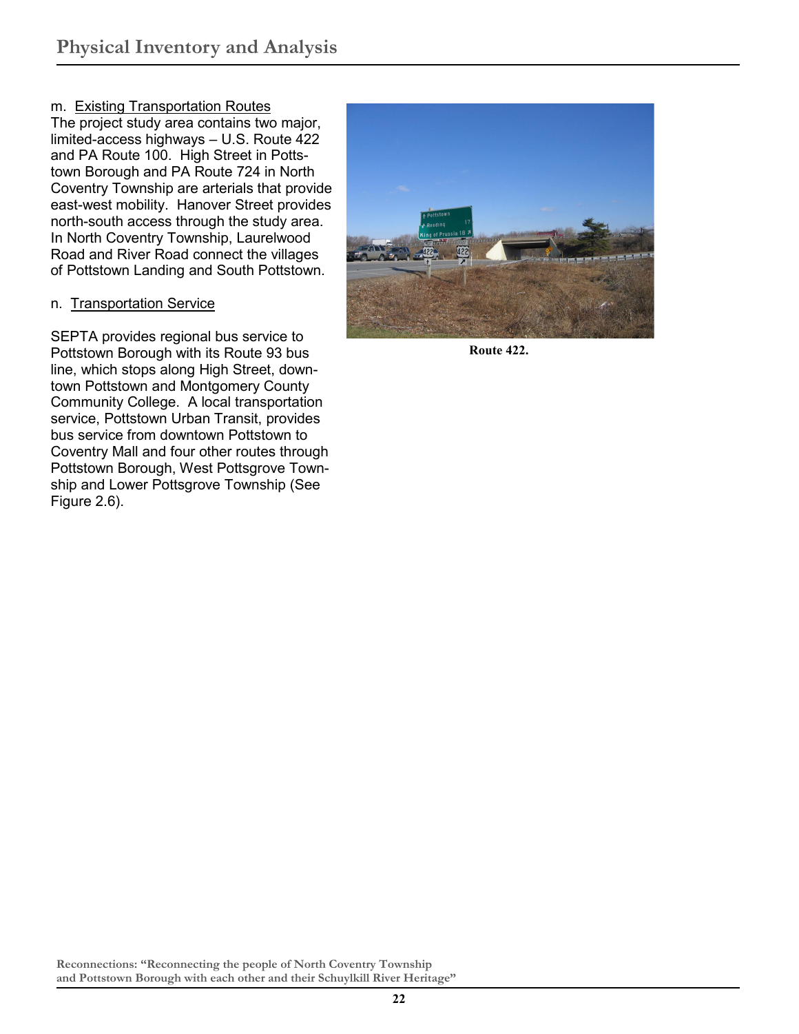m. <u>Existing Transportation Routes</u>

The project study area contains two major, limited-access highways – U.S. Route 422 and PA Route 100. High Street in Pottstown Borough and PA Route 724 in North Coventry Township are arterials that provide east-west mobility. Hanover Street provides north-south access through the study area. In North Coventry Township, Laurelwood Road and River Road connect the villages of Pottstown Landing and South Pottstown.

n. <u>Transportation Service</u>

SEPTA provides regional bus service to Pottstown Borough with its Route 93 bus line, which stops along High Street, downtown Pottstown and Montgomery County Community College. A local transportation service, Pottstown Urban Transit, provides bus service from downtown Pottstown to Coventry Mall and four other routes through Pottstown Borough, West Pottsgrove Township and Lower Pottsgrove Township (See Figure 2.6).

**Route 422.**